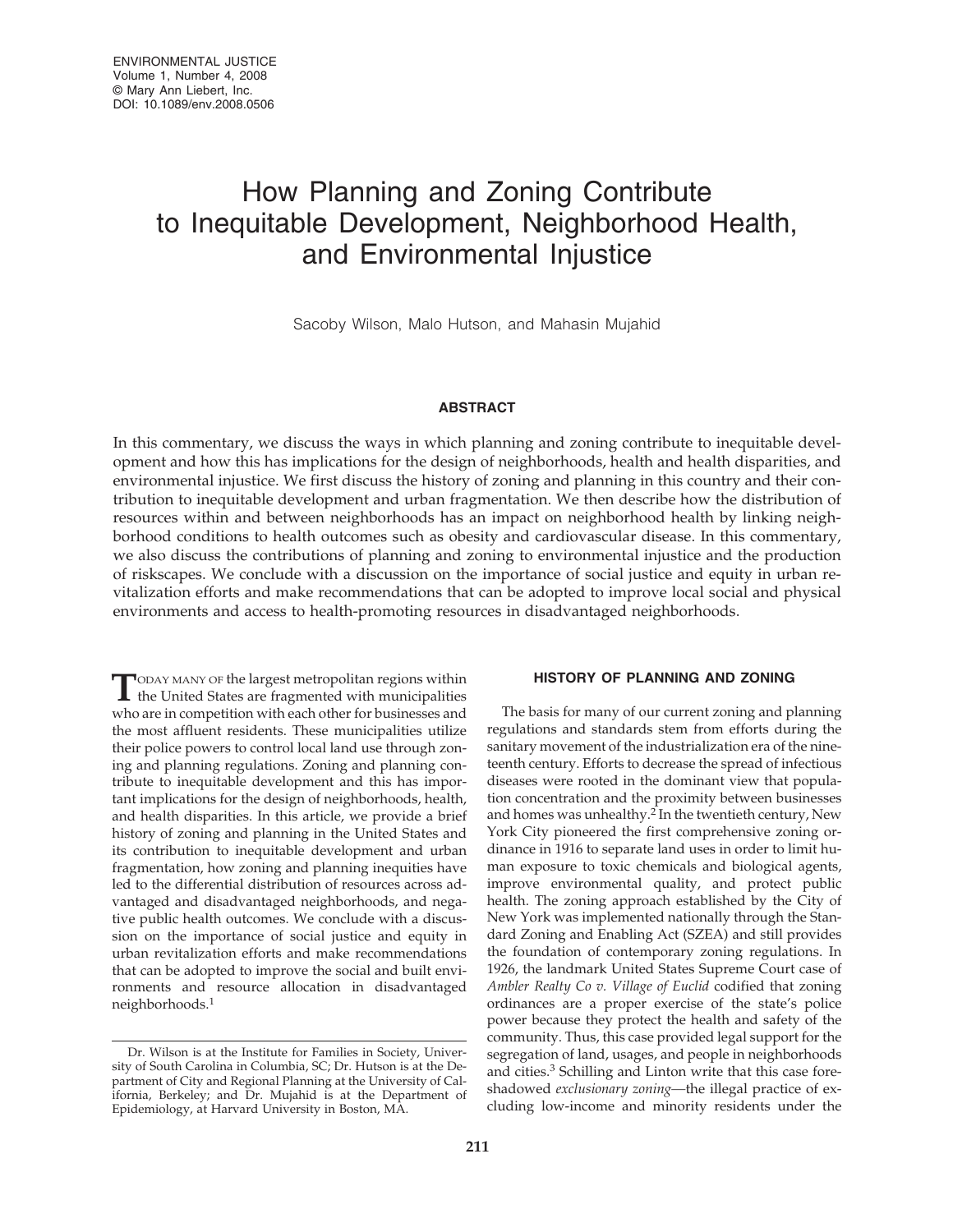# How Planning and Zoning Contribute to Inequitable Development, Neighborhood Health, and Environmental Injustice

Sacoby Wilson, Malo Hutson, and Mahasin Mujahid

## ABSTRACT

In this commentary, we discuss the ways in which planning and zoning contribute to inequitable development and how this has implications for the design of neighborhoods, health and health disparities, and environmental injustice. We first discuss the history of zoning and planning in this country and their contribution to inequitable development and urban fragmentation. We then describe how the distribution of resources within and between neighborhoods has an impact on neighborhood health by linking neighborhood conditions to health outcomes such as obesity and cardiovascular disease. In this commentary, we also discuss the contributions of planning and zoning to environmental injustice and the production of riskscapes. We conclude with a discussion on the importance of social justice and equity in urban revitalization efforts and make recommendations that can be adopted to improve local social and physical environments and access to health-promoting resources in disadvantaged neighborhoods.

TODAY MANY OF the largest metropolitan regions within the United States are fragmented with municipalities who are in competition with each other for businesses and the most affluent residents. These municipalities utilize their police powers to control local land use through zoning and planning regulations. Zoning and planning contribute to inequitable development and this has important implications for the design of neighborhoods, health, and health disparities. In this article, we provide a brief history of zoning and planning in the United States and its contribution to inequitable development and urban fragmentation, how zoning and planning inequities have led to the differential distribution of resources across advantaged and disadvantaged neighborhoods, and negative public health outcomes. We conclude with a discussion on the importance of social justice and equity in urban revitalization efforts and make recommendations that can be adopted to improve the social and built environments and resource allocation in disadvantaged neighborhoods.[1]

Dr. Wilson is at the Institute for Families in Society, University of South Carolina in Columbia, SC; Dr. Hutson is at the Department of City and Regional Planning at the University of California, Berkeley; and Dr. Mujahid is at the Department of Epidemiology, at Harvard University in Boston, MA.

## HISTORY OF PLANNING AND ZONING

The basis for many of our current zoning and planning regulations and standards stem from efforts during the sanitary movement of the industrialization era of the nineteenth century. Efforts to decrease the spread of infectious diseases were rooted in the dominant view that population concentration and the proximity between businesses and homes was unhealthy.[2] In the twentieth century, New York City pioneered the first comprehensive zoning ordinance in 1916 to separate land uses in order to limit human exposure to toxic chemicals and biological agents, improve environmental quality, and protect public health. The zoning approach established by the City of New York was implemented nationally through the Standard Zoning and Enabling Act (SZEA) and still provides the foundation of contemporary zoning regulations. In 1926, the landmark United States Supreme Court case of *Ambler Realty Co v. Village of Euclid* codified that zoning ordinances are a proper exercise of the state's police power because they protect the health and safety of the community. Thus, this case provided legal support for the segregation of land, usages, and people in neighborhoods and cities.[3] Schilling and Linton write that this case foreshadowed *exclusionary zoning*—the illegal practice of excluding low-income and minority residents under the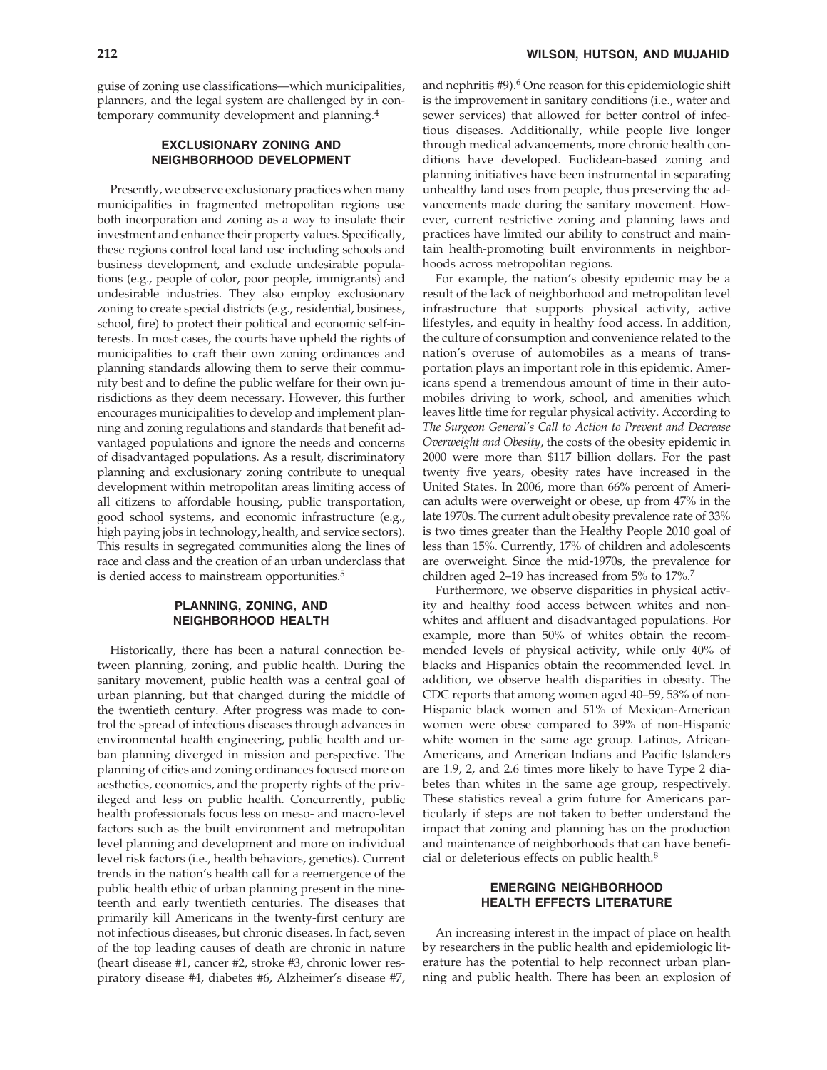guise of zoning use classifications—which municipalities, planners, and the legal system are challenged by in contemporary community development and planning.[4]

## EXCLUSIONARY ZONING AND NEIGHBORHOOD DEVELOPMENT

Presently, we observe exclusionary practices when many municipalities in fragmented metropolitan regions use both incorporation and zoning as a way to insulate their investment and enhance their property values. Specifically, these regions control local land use including schools and business development, and exclude undesirable populations (e.g., people of color, poor people, immigrants) and undesirable industries. They also employ exclusionary zoning to create special districts (e.g., residential, business, school, fire) to protect their political and economic self-interests. In most cases, the courts have upheld the rights of municipalities to craft their own zoning ordinances and planning standards allowing them to serve their community best and to define the public welfare for their own jurisdictions as they deem necessary. However, this further encourages municipalities to develop and implement planning and zoning regulations and standards that benefit advantaged populations and ignore the needs and concerns of disadvantaged populations. As a result, discriminatory planning and exclusionary zoning contribute to unequal development within metropolitan areas limiting access of all citizens to affordable housing, public transportation, good school systems, and economic infrastructure (e.g., high paying jobs in technology, health, and service sectors). This results in segregated communities along the lines of race and class and the creation of an urban underclass that is denied access to mainstream opportunities.[5]

## PLANNING, ZONING, AND NEIGHBORHOOD HEALTH

Historically, there has been a natural connection between planning, zoning, and public health. During the sanitary movement, public health was a central goal of urban planning, but that changed during the middle of the twentieth century. After progress was made to control the spread of infectious diseases through advances in environmental health engineering, public health and urban planning diverged in mission and perspective. The planning of cities and zoning ordinances focused more on aesthetics, economics, and the property rights of the privileged and less on public health. Concurrently, public health professionals focus less on meso- and macro-level factors such as the built environment and metropolitan level planning and development and more on individual level risk factors (i.e., health behaviors, genetics). Current trends in the nation's health call for a reemergence of the public health ethic of urban planning present in the nineteenth and early twentieth centuries. The diseases that primarily kill Americans in the twenty-first century are not infectious diseases, but chronic diseases. In fact, seven of the top leading causes of death are chronic in nature (heart disease #1, cancer #2, stroke #3, chronic lower respiratory disease #4, diabetes #6, Alzheimer's disease #7, and nephritis #9).[6] One reason for this epidemiologic shift is the improvement in sanitary conditions (i.e., water and sewer services) that allowed for better control of infectious diseases. Additionally, while people live longer through medical advancements, more chronic health conditions have developed. Euclidean-based zoning and planning initiatives have been instrumental in separating unhealthy land uses from people, thus preserving the advancements made during the sanitary movement. However, current restrictive zoning and planning laws and practices have limited our ability to construct and maintain health-promoting built environments in neighborhoods across metropolitan regions.

For example, the nation's obesity epidemic may be a result of the lack of neighborhood and metropolitan level infrastructure that supports physical activity, active lifestyles, and equity in healthy food access. In addition, the culture of consumption and convenience related to the nation's overuse of automobiles as a means of transportation plays an important role in this epidemic. Americans spend a tremendous amount of time in their automobiles driving to work, school, and amenities which leaves little time for regular physical activity. According to *The Surgeon General's Call to Action to Prevent and Decrease Overweight and Obesity*, the costs of the obesity epidemic in 2000 were more than $117 billion dollars. For the past twenty five years, obesity rates have increased in the United States. In 2006, more than 66% percent of American adults were overweight or obese, up from 47% in the late 1970s. The current adult obesity prevalence rate of 33% is two times greater than the Healthy People 2010 goal of less than 15%. Currently, 17% of children and adolescents are overweight. Since the mid-1970s, the prevalence for children aged 2–19 has increased from 5% to 17%.[7]

Furthermore, we observe disparities in physical activity and healthy food access between whites and nonwhites and affluent and disadvantaged populations. For example, more than 50% of whites obtain the recommended levels of physical activity, while only 40% of blacks and Hispanics obtain the recommended level. In addition, we observe health disparities in obesity. The CDC reports that among women aged 40–59, 53% of non-Hispanic black women and 51% of Mexican-American women were obese compared to 39% of non-Hispanic white women in the same age group. Latinos, African-Americans, and American Indians and Pacific Islanders are 1.9, 2, and 2.6 times more likely to have Type 2 diabetes than whites in the same age group, respectively. These statistics reveal a grim future for Americans particularly if steps are not taken to better understand the impact that zoning and planning has on the production and maintenance of neighborhoods that can have beneficial or deleterious effects on public health.[8]

## EMERGING NEIGHBORHOOD HEALTH EFFECTS LITERATURE

An increasing interest in the impact of place on health by researchers in the public health and epidemiologic literature has the potential to help reconnect urban planning and public health. There has been an explosion of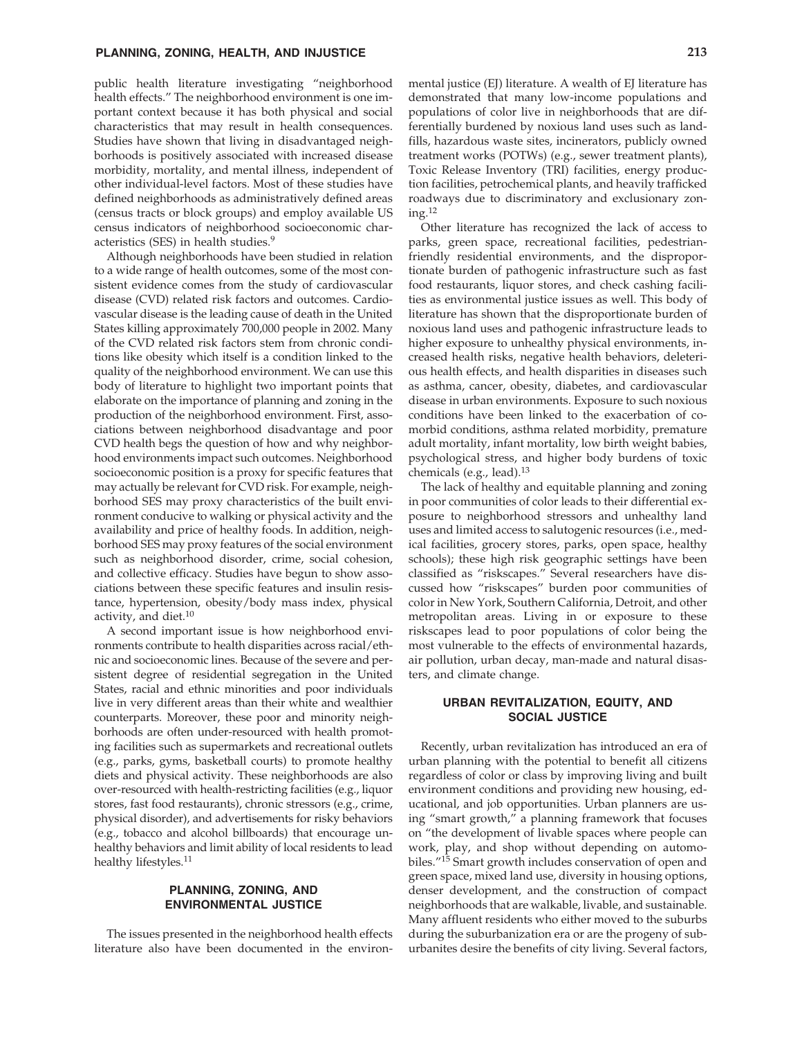public health literature investigating "neighborhood health effects." The neighborhood environment is one important context because it has both physical and social characteristics that may result in health consequences. Studies have shown that living in disadvantaged neighborhoods is positively associated with increased disease morbidity, mortality, and mental illness, independent of other individual-level factors. Most of these studies have defined neighborhoods as administratively defined areas (census tracts or block groups) and employ available US census indicators of neighborhood socioeconomic characteristics (SES) in health studies.[9]

Although neighborhoods have been studied in relation to a wide range of health outcomes, some of the most consistent evidence comes from the study of cardiovascular disease (CVD) related risk factors and outcomes. Cardiovascular disease is the leading cause of death in the United States killing approximately 700,000 people in 2002. Many of the CVD related risk factors stem from chronic conditions like obesity which itself is a condition linked to the quality of the neighborhood environment. We can use this body of literature to highlight two important points that elaborate on the importance of planning and zoning in the production of the neighborhood environment. First, associations between neighborhood disadvantage and poor CVD health begs the question of how and why neighborhood environments impact such outcomes. Neighborhood socioeconomic position is a proxy for specific features that may actually be relevant for CVD risk. For example, neighborhood SES may proxy characteristics of the built environment conducive to walking or physical activity and the availability and price of healthy foods. In addition, neighborhood SES may proxy features of the social environment such as neighborhood disorder, crime, social cohesion, and collective efficacy. Studies have begun to show associations between these specific features and insulin resistance, hypertension, obesity/body mass index, physical activity, and diet.[10]

A second important issue is how neighborhood environments contribute to health disparities across racial/ethnic and socioeconomic lines. Because of the severe and persistent degree of residential segregation in the United States, racial and ethnic minorities and poor individuals live in very different areas than their white and wealthier counterparts. Moreover, these poor and minority neighborhoods are often under-resourced with health promoting facilities such as supermarkets and recreational outlets (e.g., parks, gyms, basketball courts) to promote healthy diets and physical activity. These neighborhoods are also over-resourced with health-restricting facilities (e.g., liquor stores, fast food restaurants), chronic stressors (e.g., crime, physical disorder), and advertisements for risky behaviors (e.g., tobacco and alcohol billboards) that encourage unhealthy behaviors and limit ability of local residents to lead healthy lifestyles.[11]

## PLANNING, ZONING, AND ENVIRONMENTAL JUSTICE

The issues presented in the neighborhood health effects literature also have been documented in the environmental justice (EJ) literature. A wealth of EJ literature has demonstrated that many low-income populations and populations of color live in neighborhoods that are differentially burdened by noxious land uses such as landfills, hazardous waste sites, incinerators, publicly owned treatment works (POTWs) (e.g., sewer treatment plants), Toxic Release Inventory (TRI) facilities, energy production facilities, petrochemical plants, and heavily trafficked roadways due to discriminatory and exclusionary zoning.[12]

Other literature has recognized the lack of access to parks, green space, recreational facilities, pedestrian-friendly residential environments, and the disproportionate burden of pathogenic infrastructure such as fast food restaurants, liquor stores, and check cashing facilities as environmental justice issues as well. This body of literature has shown that the disproportionate burden of noxious land uses and pathogenic infrastructure leads to higher exposure to unhealthy physical environments, increased health risks, negative health behaviors, deleterious health effects, and health disparities in diseases such as asthma, cancer, obesity, diabetes, and cardiovascular disease in urban environments. Exposure to such noxious conditions have been linked to the exacerbation of comorbid conditions, asthma related morbidity, premature adult mortality, infant mortality, low birth weight babies, psychological stress, and higher body burdens of toxic chemicals (e.g., lead).[13]

The lack of healthy and equitable planning and zoning in poor communities of color leads to their differential exposure to neighborhood stressors and unhealthy land uses and limited access to salutogenic resources (i.e., medical facilities, grocery stores, parks, open space, healthy schools); these high risk geographic settings have been classified as "riskscapes." Several researchers have discussed how "riskscapes" burden poor communities of color in New York, Southern California, Detroit, and other metropolitan areas. Living in or exposure to these riskscapes lead to poor populations of color being the most vulnerable to the effects of environmental hazards, air pollution, urban decay, man-made and natural disasters, and climate change.

## URBAN REVITALIZATION, EQUITY, AND SOCIAL JUSTICE

Recently, urban revitalization has introduced an era of urban planning with the potential to benefit all citizens regardless of color or class by improving living and built environment conditions and providing new housing, educational, and job opportunities. Urban planners are using "smart growth," a planning framework that focuses on "the development of livable spaces where people can work, play, and shop without depending on automobiles."[15] Smart growth includes conservation of open and green space, mixed land use, diversity in housing options, denser development, and the construction of compact neighborhoods that are walkable, livable, and sustainable. Many affluent residents who either moved to the suburbs during the suburbanization era or are the progeny of suburbanites desire the benefits of city living. Several factors,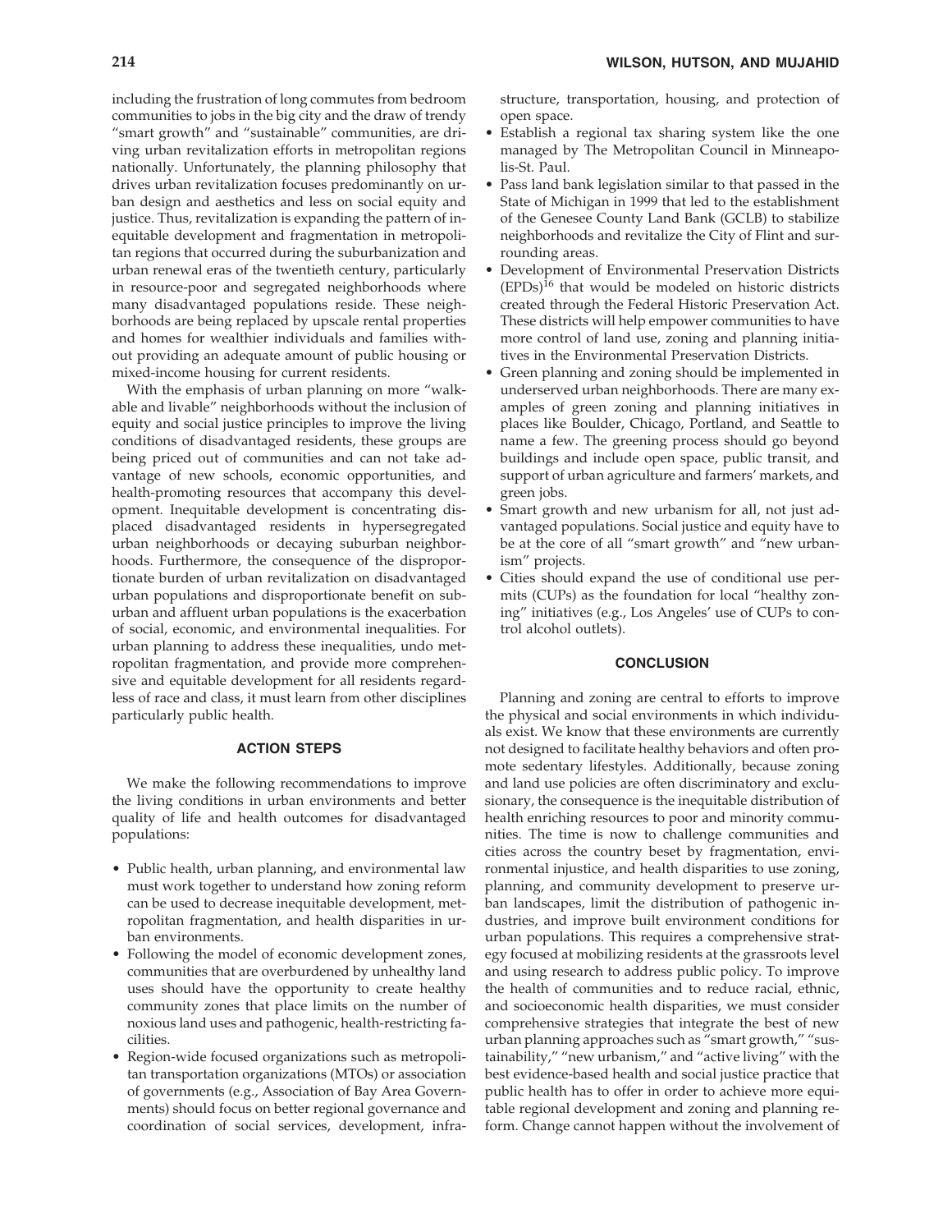including the frustration of long commutes from bedroom communities to jobs in the big city and the draw of trendy "smart growth" and "sustainable" communities, are driving urban revitalization efforts in metropolitan regions nationally. Unfortunately, the planning philosophy that drives urban revitalization focuses predominantly on urban design and aesthetics and less on social equity and justice. Thus, revitalization is expanding the pattern of inequitable development and fragmentation in metropolitan regions that occurred during the suburbanization and urban renewal eras of the twentieth century, particularly in resource-poor and segregated neighborhoods where many disadvantaged populations reside. These neighborhoods are being replaced by upscale rental properties and homes for wealthier individuals and families without providing an adequate amount of public housing or mixed-income housing for current residents.

With the emphasis of urban planning on more "walkable and livable" neighborhoods without the inclusion of equity and social justice principles to improve the living conditions of disadvantaged residents, these groups are being priced out of communities and can not take advantage of new schools, economic opportunities, and health-promoting resources that accompany this development. Inequitable development is concentrating displaced disadvantaged residents in hypersegregated urban neighborhoods or decaying suburban neighborhoods. Furthermore, the consequence of the disproportionate burden of urban revitalization on disadvantaged urban populations and disproportionate benefit on suburban and affluent urban populations is the exacerbation of social, economic, and environmental inequalities. For urban planning to address these inequalities, undo metropolitan fragmentation, and provide more comprehensive and equitable development for all residents regardless of race and class, it must learn from other disciplines particularly public health.

## ACTION STEPS

We make the following recommendations to improve the living conditions in urban environments and better quality of life and health outcomes for disadvantaged populations:

- Public health, urban planning, and environmental law must work together to understand how zoning reform can be used to decrease inequitable development, metropolitan fragmentation, and health disparities in urban environments.
- Following the model of economic development zones, communities that are overburdened by unhealthy land uses should have the opportunity to create healthy community zones that place limits on the number of noxious land uses and pathogenic, health-restricting facilities.
- Region-wide focused organizations such as metropolitan transportation organizations (MTOs) or association of governments (e.g., Association of Bay Area Governments) should focus on better regional governance and coordination of social services, development, infrastructure, transportation, housing, and protection of open space.
- Establish a regional tax sharing system like the one managed by The Metropolitan Council in Minneapolis-St. Paul.
- Pass land bank legislation similar to that passed in the State of Michigan in 1999 that led to the establishment of the Genesee County Land Bank (GCLB) to stabilize neighborhoods and revitalize the City of Flint and surrounding areas.
- Development of Environmental Preservation Districts (EPDs)[16] that would be modeled on historic districts created through the Federal Historic Preservation Act. These districts will help empower communities to have more control of land use, zoning and planning initiatives in the Environmental Preservation Districts.
- Green planning and zoning should be implemented in underserved urban neighborhoods. There are many examples of green zoning and planning initiatives in places like Boulder, Chicago, Portland, and Seattle to name a few. The greening process should go beyond buildings and include open space, public transit, and support of urban agriculture and farmers' markets, and green jobs.
- Smart growth and new urbanism for all, not just advantaged populations. Social justice and equity have to be at the core of all "smart growth" and "new urbanism" projects.
- Cities should expand the use of conditional use permits (CUPs) as the foundation for local "healthy zoning" initiatives (e.g., Los Angeles' use of CUPs to control alcohol outlets).

## CONCLUSION

Planning and zoning are central to efforts to improve the physical and social environments in which individuals exist. We know that these environments are currently not designed to facilitate healthy behaviors and often promote sedentary lifestyles. Additionally, because zoning and land use policies are often discriminatory and exclusionary, the consequence is the inequitable distribution of health enriching resources to poor and minority communities. The time is now to challenge communities and cities across the country beset by fragmentation, environmental injustice, and health disparities to use zoning, planning, and community development to preserve urban landscapes, limit the distribution of pathogenic industries, and improve built environment conditions for urban populations. This requires a comprehensive strategy focused at mobilizing residents at the grassroots level and using research to address public policy. To improve the health of communities and to reduce racial, ethnic, and socioeconomic health disparities, we must consider comprehensive strategies that integrate the best of new urban planning approaches such as "smart growth," "sustainability," "new urbanism," and "active living" with the best evidence-based health and social justice practice that public health has to offer in order to achieve more equitable regional development and zoning and planning reform. Change cannot happen without the involvement of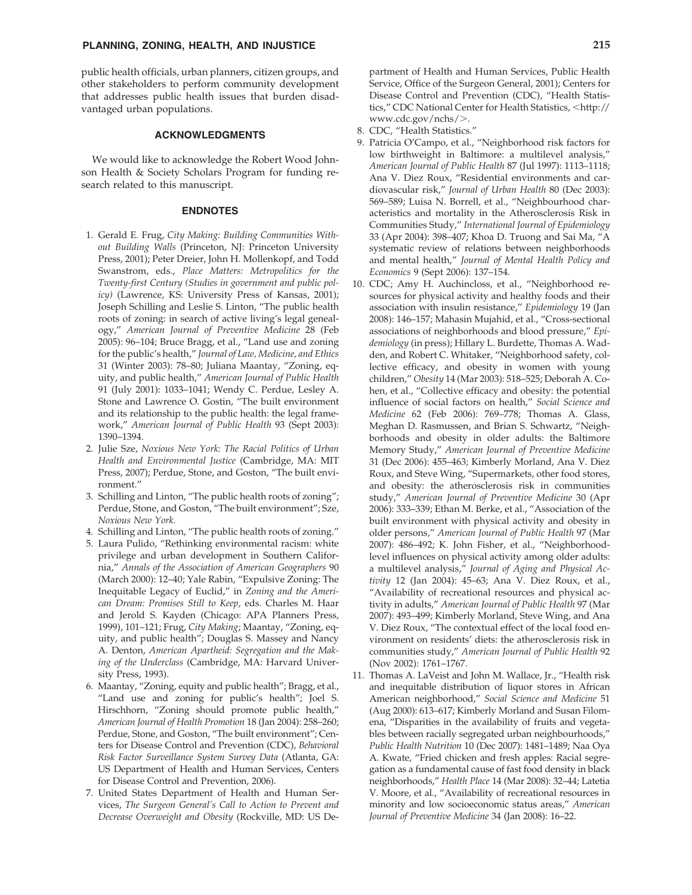public health officials, urban planners, citizen groups, and other stakeholders to perform community development that addresses public health issues that burden disadvantaged urban populations.

## ACKNOWLEDGMENTS

We would like to acknowledge the Robert Wood Johnson Health & Society Scholars Program for funding research related to this manuscript.

## ENDNOTES

1. Gerald E. Frug, *City Making: Building Communities Without Building Walls* (Princeton, NJ: Princeton University Press, 2001); Peter Dreier, John H. Mollenkopf, and Todd Swanstrom, eds., *Place Matters: Metropolitics for the Twenty-first Century (Studies in government and public policy)* (Lawrence, KS: University Press of Kansas, 2001); Joseph Schilling and Leslie S. Linton, "The public health roots of zoning: in search of active living's legal genealogy," *American Journal of Preventive Medicine* 28 (Feb 2005): 96–104; Bruce Bragg, et al., "Land use and zoning for the public's health," *Journal of Law, Medicine, and Ethics* 31 (Winter 2003): 78–80; Juliana Maantay, "Zoning, equity, and public health," *American Journal of Public Health* 91 (July 2001): 1033–1041; Wendy C. Perdue, Lesley A. Stone and Lawrence O. Gostin, "The built environment and its relationship to the public health: the legal framework," *American Journal of Public Health* 93 (Sept 2003): 1390–1394.
2. Julie Sze, *Noxious New York: The Racial Politics of Urban Health and Environmental Justice* (Cambridge, MA: MIT Press, 2007); Perdue, Stone, and Goston, "The built environment."
3. Schilling and Linton, "The public health roots of zoning"; Perdue, Stone, and Goston, "The built environment"; Sze, *Noxious New York.*
4. Schilling and Linton, "The public health roots of zoning."
5. Laura Pulido, "Rethinking environmental racism: white privilege and urban development in Southern California," *Annals of the Association of American Geographers* 90 (March 2000): 12–40; Yale Rabin, "Expulsive Zoning: The Inequitable Legacy of Euclid," in *Zoning and the American Dream: Promises Still to Keep*, eds. Charles M. Haar and Jerold S. Kayden (Chicago: APA Planners Press, 1999), 101–121; Frug, *City Making*; Maantay, "Zoning, equity, and public health"; Douglas S. Massey and Nancy A. Denton, *American Apartheid: Segregation and the Making of the Underclass* (Cambridge, MA: Harvard University Press, 1993).
6. Maantay, "Zoning, equity and public health"; Bragg, et al., "Land use and zoning for public's health"; Joel S. Hirschhorn, "Zoning should promote public health," *American Journal of Health Promotion* 18 (Jan 2004): 258–260; Perdue, Stone, and Goston, "The built environment"; Centers for Disease Control and Prevention (CDC), *Behavioral Risk Factor Surveillance System Survey Data* (Atlanta, GA: US Department of Health and Human Services, Centers for Disease Control and Prevention, 2006).
7. United States Department of Health and Human Services, *The Surgeon General's Call to Action to Prevent and Decrease Overweight and Obesity* (Rockville, MD: US Department of Health and Human Services, Public Health Service, Office of the Surgeon General, 2001); Centers for Disease Control and Prevention (CDC), "Health Statistics," CDC National Center for Health Statistics, <http://www.cdc.gov/nchs/>.
8. CDC, "Health Statistics."
9. Patricia O'Campo, et al., "Neighborhood risk factors for low birthweight in Baltimore: a multilevel analysis," *American Journal of Public Health* 87 (Jul 1997): 1113–1118; Ana V. Diez Roux, "Residential environments and cardiovascular risk," *Journal of Urban Health* 80 (Dec 2003): 569–589; Luisa N. Borrell, et al., "Neighbourhood characteristics and mortality in the Atherosclerosis Risk in Communities Study," *International Journal of Epidemiology* 33 (Apr 2004): 398–407; Khoa D. Truong and Sai Ma, "A systematic review of relations between neighborhoods and mental health," *Journal of Mental Health Policy and Economics* 9 (Sept 2006): 137–154.
10. CDC; Amy H. Auchincloss, et al., "Neighborhood resources for physical activity and healthy foods and their association with insulin resistance," *Epidemiology* 19 (Jan 2008): 146–157; Mahasin Mujahid, et al., "Cross-sectional associations of neighborhoods and blood pressure," *Epidemiology* (in press); Hillary L. Burdette, Thomas A. Wadden, and Robert C. Whitaker, "Neighborhood safety, collective efficacy, and obesity in women with young children," *Obesity* 14 (Mar 2003): 518–525; Deborah A. Cohen, et al., "Collective efficacy and obesity: the potential influence of social factors on health," *Social Science and Medicine* 62 (Feb 2006): 769–778; Thomas A. Glass, Meghan D. Rasmussen, and Brian S. Schwartz, "Neighborhoods and obesity in older adults: the Baltimore Memory Study," *American Journal of Preventive Medicine* 31 (Dec 2006): 455–463; Kimberly Morland, Ana V. Diez Roux, and Steve Wing, "Supermarkets, other food stores, and obesity: the atherosclerosis risk in communities study," *American Journal of Preventive Medicine* 30 (Apr 2006): 333–339; Ethan M. Berke, et al., "Association of the built environment with physical activity and obesity in older persons," *American Journal of Public Health* 97 (Mar 2007): 486–492; K. John Fisher, et al., "Neighborhood-level influences on physical activity among older adults: a multilevel analysis," *Journal of Aging and Physical Activity* 12 (Jan 2004): 45–63; Ana V. Diez Roux, et al., "Availability of recreational resources and physical activity in adults," *American Journal of Public Health* 97 (Mar 2007): 493–499; Kimberly Morland, Steve Wing, and Ana V. Diez Roux, "The contextual effect of the local food environment on residents' diets: the atherosclerosis risk in communities study," *American Journal of Public Health* 92 (Nov 2002): 1761–1767.
11. Thomas A. LaVeist and John M. Wallace, Jr., "Health risk and inequitable distribution of liquor stores in African American neighborhood," *Social Science and Medicine* 51 (Aug 2000): 613–617; Kimberly Morland and Susan Filomena, "Disparities in the availability of fruits and vegetables between racially segregated urban neighbourhoods," *Public Health Nutrition* 10 (Dec 2007): 1481–1489; Naa Oya A. Kwate, "Fried chicken and fresh apples: Racial segregation as a fundamental cause of fast food density in black neighborhoods," *Health Place* 14 (Mar 2008): 32–44; Latetia V. Moore, et al., "Availability of recreational resources in minority and low socioeconomic status areas," *American Journal of Preventive Medicine* 34 (Jan 2008): 16–22.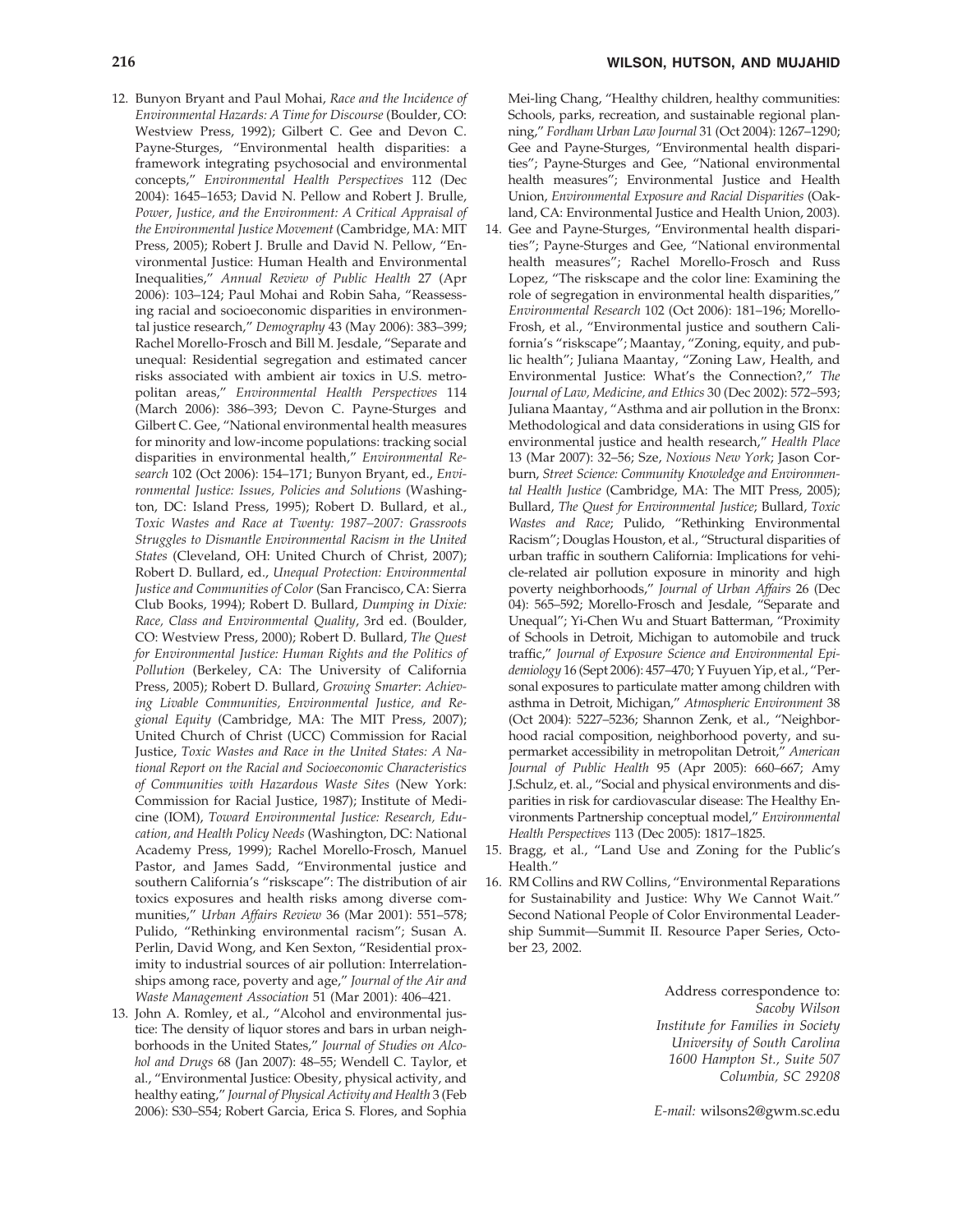12. Bunyon Bryant and Paul Mohai, *Race and the Incidence of Environmental Hazards: A Time for Discourse* (Boulder, CO: Westview Press, 1992); Gilbert C. Gee and Devon C. Payne-Sturges, "Environmental health disparities: a framework integrating psychosocial and environmental concepts," *Environmental Health Perspectives* 112 (Dec 2004): 1645–1653; David N. Pellow and Robert J. Brulle, *Power, Justice, and the Environment: A Critical Appraisal of the Environmental Justice Movement* (Cambridge, MA: MIT Press, 2005); Robert J. Brulle and David N. Pellow, "Environmental Justice: Human Health and Environmental Inequalities," *Annual Review of Public Health* 27 (Apr 2006): 103–124; Paul Mohai and Robin Saha, "Reassessing racial and socioeconomic disparities in environmental justice research," *Demography* 43 (May 2006): 383–399; Rachel Morello-Frosch and Bill M. Jesdale, "Separate and unequal: Residential segregation and estimated cancer risks associated with ambient air toxics in U.S. metropolitan areas," *Environmental Health Perspectives* 114 (March 2006): 386–393; Devon C. Payne-Sturges and Gilbert C. Gee, "National environmental health measures for minority and low-income populations: tracking social disparities in environmental health," *Environmental Research* 102 (Oct 2006): 154–171; Bunyon Bryant, ed., *Environmental Justice: Issues, Policies and Solutions* (Washington, DC: Island Press, 1995); Robert D. Bullard, et al., *Toxic Wastes and Race at Twenty: 1987–2007: Grassroots Struggles to Dismantle Environmental Racism in the United States* (Cleveland, OH: United Church of Christ, 2007); Robert D. Bullard, ed., *Unequal Protection: Environmental Justice and Communities of Color* (San Francisco, CA: Sierra Club Books, 1994); Robert D. Bullard, *Dumping in Dixie: Race, Class and Environmental Quality*, 3rd ed. (Boulder, CO: Westview Press, 2000); Robert D. Bullard, *The Quest for Environmental Justice: Human Rights and the Politics of Pollution* (Berkeley, CA: The University of California Press, 2005); Robert D. Bullard, *Growing Smarter: Achieving Livable Communities, Environmental Justice, and Regional Equity* (Cambridge, MA: The MIT Press, 2007); United Church of Christ (UCC) Commission for Racial Justice, *Toxic Wastes and Race in the United States: A National Report on the Racial and Socioeconomic Characteristics of Communities with Hazardous Waste Sites* (New York: Commission for Racial Justice, 1987); Institute of Medicine (IOM), *Toward Environmental Justice: Research, Education, and Health Policy Needs* (Washington, DC: National Academy Press, 1999); Rachel Morello-Frosch, Manuel Pastor, and James Sadd, "Environmental justice and southern California's "riskscape": The distribution of air toxics exposures and health risks among diverse communities," *Urban Affairs Review* 36 (Mar 2001): 551–578; Pulido, "Rethinking environmental racism"; Susan A. Perlin, David Wong, and Ken Sexton, "Residential proximity to industrial sources of air pollution: Interrelationships among race, poverty and age," *Journal of the Air and Waste Management Association* 51 (Mar 2001): 406–421.
13. John A. Romley, et al., "Alcohol and environmental justice: The density of liquor stores and bars in urban neighborhoods in the United States," *Journal of Studies on Alcohol and Drugs* 68 (Jan 2007): 48–55; Wendell C. Taylor, et al., "Environmental Justice: Obesity, physical activity, and healthy eating," *Journal of Physical Activity and Health* 3 (Feb 2006): S30–S54; Robert Garcia, Erica S. Flores, and Sophia Mei-ling Chang, "Healthy children, healthy communities: Schools, parks, recreation, and sustainable regional planning," *Fordham Urban Law Journal* 31 (Oct 2004): 1267–1290; Gee and Payne-Sturges, "Environmental health disparities"; Payne-Sturges and Gee, "National environmental health measures"; Environmental Justice and Health Union, *Environmental Exposure and Racial Disparities* (Oakland, CA: Environmental Justice and Health Union, 2003).
14. Gee and Payne-Sturges, "Environmental health disparities"; Payne-Sturges and Gee, "National environmental health measures"; Rachel Morello-Frosch and Russ Lopez, "The riskscape and the color line: Examining the role of segregation in environmental health disparities," *Environmental Research* 102 (Oct 2006): 181–196; Morello-Frosh, et al., "Environmental justice and southern California's "riskscape"; Maantay, "Zoning, equity, and public health"; Juliana Maantay, "Zoning Law, Health, and Environmental Justice: What's the Connection?," *The Journal of Law, Medicine, and Ethics* 30 (Dec 2002): 572–593; Juliana Maantay, "Asthma and air pollution in the Bronx: Methodological and data considerations in using GIS for environmental justice and health research," *Health Place* 13 (Mar 2007): 32–56; Sze, *Noxious New York*; Jason Corburn, *Street Science: Community Knowledge and Environmental Health Justice* (Cambridge, MA: The MIT Press, 2005); Bullard, *The Quest for Environmental Justice*; Bullard, *Toxic Wastes and Race*; Pulido, "Rethinking Environmental Racism"; Douglas Houston, et al., "Structural disparities of urban traffic in southern California: Implications for vehicle-related air pollution exposure in minority and high poverty neighborhoods," *Journal of Urban Affairs* 26 (Dec 04): 565–592; Morello-Frosch and Jesdale, "Separate and Unequal"; Yi-Chen Wu and Stuart Batterman, "Proximity of Schools in Detroit, Michigan to automobile and truck traffic," *Journal of Exposure Science and Environmental Epidemiology* 16 (Sept 2006): 457–470; Y Fuyuen Yip, et al., "Personal exposures to particulate matter among children with asthma in Detroit, Michigan," *Atmospheric Environment* 38 (Oct 2004): 5227–5236; Shannon Zenk, et al., "Neighborhood racial composition, neighborhood poverty, and supermarket accessibility in metropolitan Detroit," *American Journal of Public Health* 95 (Apr 2005): 660–667; Amy J.Schulz, et. al., "Social and physical environments and disparities in risk for cardiovascular disease: The Healthy Environments Partnership conceptual model," *Environmental Health Perspectives* 113 (Dec 2005): 1817–1825.
15. Bragg, et al., "Land Use and Zoning for the Public's Health."
16. RM Collins and RW Collins, "Environmental Reparations for Sustainability and Justice: Why We Cannot Wait." Second National People of Color Environmental Leadership Summit—Summit II. Resource Paper Series, October 23, 2002.

Address correspondence to:
*Sacoby Wilson*
*Institute for Families in Society*
*University of South Carolina*
*1600 Hampton St., Suite 507*
*Columbia, SC 29208*

*E-mail:* wilsons2@gwm.sc.edu